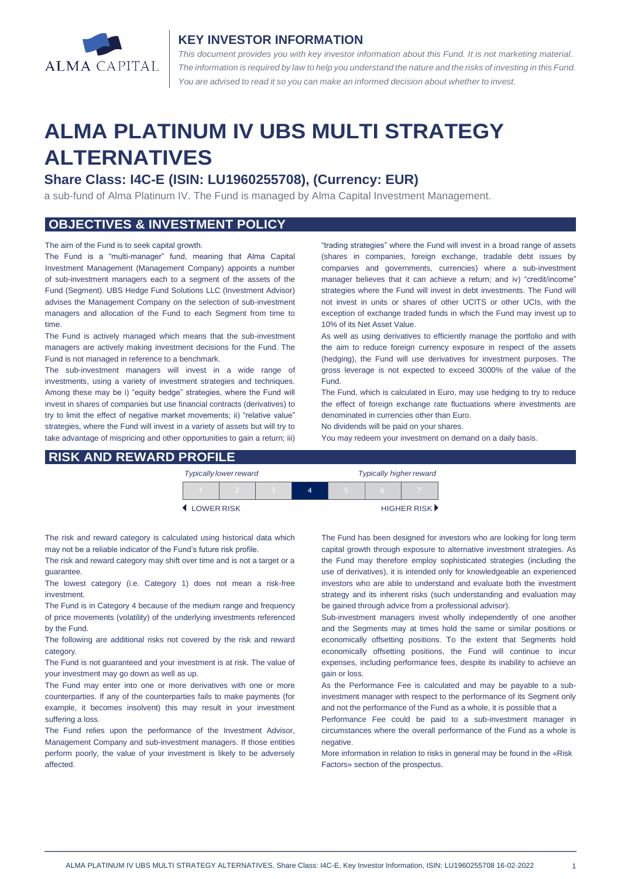## KEY INVESTOR INFORMATION

*This document provides you with key investor information about this Fund. It is not marketing material. The information is required by law to help you understand the nature and the risks of investing in this Fund. You are advised to read it so you can make an informed decision about whether to invest.*

# ALMA PLATINUM IV UBS MULTI STRATEGY ALTERNATIVES

### Share Class: I4C-E (ISIN: LU1960255708), (Currency: EUR)

a sub-fund of Alma Platinum IV. The Fund is managed by Alma Capital Investment Management.

## OBJECTIVES & INVESTMENT POLICY

The aim of the Fund is to seek capital growth.

The Fund is a "multi-manager" fund, meaning that Alma Capital Investment Management (Management Company) appoints a number of sub-investment managers each to a segment of the assets of the Fund (Segment). UBS Hedge Fund Solutions LLC (Investment Advisor) advises the Management Company on the selection of sub-investment managers and allocation of the Fund to each Segment from time to time.

The Fund is actively managed which means that the sub-investment managers are actively making investment decisions for the Fund. The Fund is not managed in reference to a benchmark.

The sub-investment managers will invest in a wide range of investments, using a variety of investment strategies and techniques. Among these may be i) "equity hedge" strategies, where the Fund will invest in shares of companies but use financial contracts (derivatives) to try to limit the effect of negative market movements; ii) "relative value" strategies, where the Fund will invest in a variety of assets but will try to take advantage of mispricing and other opportunities to gain a return; iii) "trading strategies" where the Fund will invest in a broad range of assets (shares in companies, foreign exchange, tradable debt issues by companies and governments, currencies) where a sub-investment manager believes that it can achieve a return; and iv) "credit/income" strategies where the Fund will invest in debt investments. The Fund will not invest in units or shares of other UCITS or other UCIs, with the exception of exchange traded funds in which the Fund may invest up to 10% of its Net Asset Value.

As well as using derivatives to efficiently manage the portfolio and with the aim to reduce foreign currency exposure in respect of the assets (hedging), the Fund will use derivatives for investment purposes. The gross leverage is not expected to exceed 3000% of the value of the Fund.

The Fund, which is calculated in Euro, may use hedging to try to reduce the effect of foreign exchange rate fluctuations where investments are denominated in currencies other than Euro.

No dividends will be paid on your shares.

You may redeem your investment on demand on a daily basis.

## RISK AND REWARD PROFILE

*Typically lower reward* — *Typically higher reward*

| 1 | 2 | 3 | **4** | 5 | 6 | 7 |
|---|---|---|---|---|---|---|

◄ LOWER RISK — HIGHER RISK ►

The risk and reward category is calculated using historical data which may not be a reliable indicator of the Fund's future risk profile.

The risk and reward category may shift over time and is not a target or a guarantee.

The lowest category (i.e. Category 1) does not mean a risk-free investment.

The Fund is in Category 4 because of the medium range and frequency of price movements (volatility) of the underlying investments referenced by the Fund.

The following are additional risks not covered by the risk and reward category.

The Fund is not guaranteed and your investment is at risk. The value of your investment may go down as well as up.

The Fund may enter into one or more derivatives with one or more counterparties. If any of the counterparties fails to make payments (for example, it becomes insolvent) this may result in your investment suffering a loss.

The Fund relies upon the performance of the Investment Advisor, Management Company and sub-investment managers. If those entities perform poorly, the value of your investment is likely to be adversely affected.

The Fund has been designed for investors who are looking for long term capital growth through exposure to alternative investment strategies. As the Fund may therefore employ sophisticated strategies (including the use of derivatives), it is intended only for knowledgeable an experienced investors who are able to understand and evaluate both the investment strategy and its inherent risks (such understanding and evaluation may be gained through advice from a professional advisor).

Sub-investment managers invest wholly independently of one another and the Segments may at times hold the same or similar positions or economically offsetting positions. To the extent that Segments hold economically offsetting positions, the Fund will continue to incur expenses, including performance fees, despite its inability to achieve an gain or loss.

As the Performance Fee is calculated and may be payable to a sub-investment manager with respect to the performance of its Segment only and not the performance of the Fund as a whole, it is possible that a Performance Fee could be paid to a sub-investment manager in circumstances where the overall performance of the Fund as a whole is negative.

More information in relation to risks in general may be found in the «Risk Factors» section of the prospectus.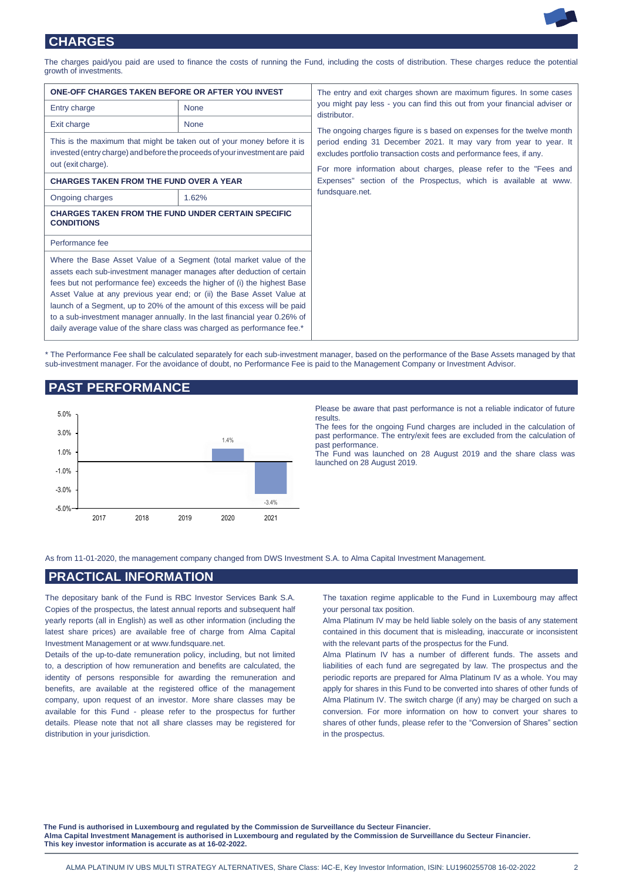## CHARGES

The charges paid/you paid are used to finance the costs of running the Fund, including the costs of distribution. These charges reduce the potential growth of investments.

| | |
|---|---|
| **ONE-OFF CHARGES TAKEN BEFORE OR AFTER YOU INVEST** | |
| Entry charge | None |
| Exit charge | None |
| This is the maximum that might be taken out of your money before it is invested (entry charge) and before the proceeds of your investment are paid out (exit charge). | |
| **CHARGES TAKEN FROM THE FUND OVER A YEAR** | |
| Ongoing charges | 1.62% |
| **CHARGES TAKEN FROM THE FUND UNDER CERTAIN SPECIFIC CONDITIONS** | |
| Performance fee | |
| Where the Base Asset Value of a Segment (total market value of the assets each sub-investment manager manages after deduction of certain fees but not performance fee) exceeds the higher of (i) the highest Base Asset Value at any previous year end; or (ii) the Base Asset Value at launch of a Segment, up to 20% of the amount of this excess will be paid to a sub-investment manager annually. In the last financial year 0.26% of daily average value of the share class was charged as performance fee.* | |

The entry and exit charges shown are maximum figures. In some cases you might pay less - you can find this out from your financial adviser or distributor.

The ongoing charges figure is s based on expenses for the twelve month period ending 31 December 2021. It may vary from year to year. It excludes portfolio transaction costs and performance fees, if any.

For more information about charges, please refer to the "Fees and Expenses" section of the Prospectus, which is available at www.fundsquare.net.

\* The Performance Fee shall be calculated separately for each sub-investment manager, based on the performance of the Base Assets managed by that sub-investment manager. For the avoidance of doubt, no Performance Fee is paid to the Management Company or Investment Advisor.

## PAST PERFORMANCE

5.0%
3.0%
1.0%
-1.0%
-3.0%
-5.0%

2017 2018 2019 2020 2021

1.4%
-3.4%

Please be aware that past performance is not a reliable indicator of future results.
The fees for the ongoing Fund charges are included in the calculation of past performance. The entry/exit fees are excluded from the calculation of past performance.
The Fund was launched on 28 August 2019 and the share class was launched on 28 August 2019.

As from 11-01-2020, the management company changed from DWS Investment S.A. to Alma Capital Investment Management.

## PRACTICAL INFORMATION

The depositary bank of the Fund is RBC Investor Services Bank S.A. Copies of the prospectus, the latest annual reports and subsequent half yearly reports (all in English) as well as other information (including the latest share prices) are available free of charge from Alma Capital Investment Management or at www.fundsquare.net.

Details of the up-to-date remuneration policy, including, but not limited to, a description of how remuneration and benefits are calculated, the identity of persons responsible for awarding the remuneration and benefits, are available at the registered office of the management company, upon request of an investor. More share classes may be available for this Fund - please refer to the prospectus for further details. Please note that not all share classes may be registered for distribution in your jurisdiction.

The taxation regime applicable to the Fund in Luxembourg may affect your personal tax position.

Alma Platinum IV may be held liable solely on the basis of any statement contained in this document that is misleading, inaccurate or inconsistent with the relevant parts of the prospectus for the Fund.

Alma Platinum IV has a number of different funds. The assets and liabilities of each fund are segregated by law. The prospectus and the periodic reports are prepared for Alma Platinum IV as a whole. You may apply for shares in this Fund to be converted into shares of other funds of Alma Platinum IV. The switch charge (if any) may be charged on such a conversion. For more information on how to convert your shares to shares of other funds, please refer to the "Conversion of Shares" section in the prospectus.

**The Fund is authorised in Luxembourg and regulated by the Commission de Surveillance du Secteur Financier.**
**Alma Capital Investment Management is authorised in Luxembourg and regulated by the Commission de Surveillance du Secteur Financier.**
**This key investor information is accurate as at 16-02-2022.**